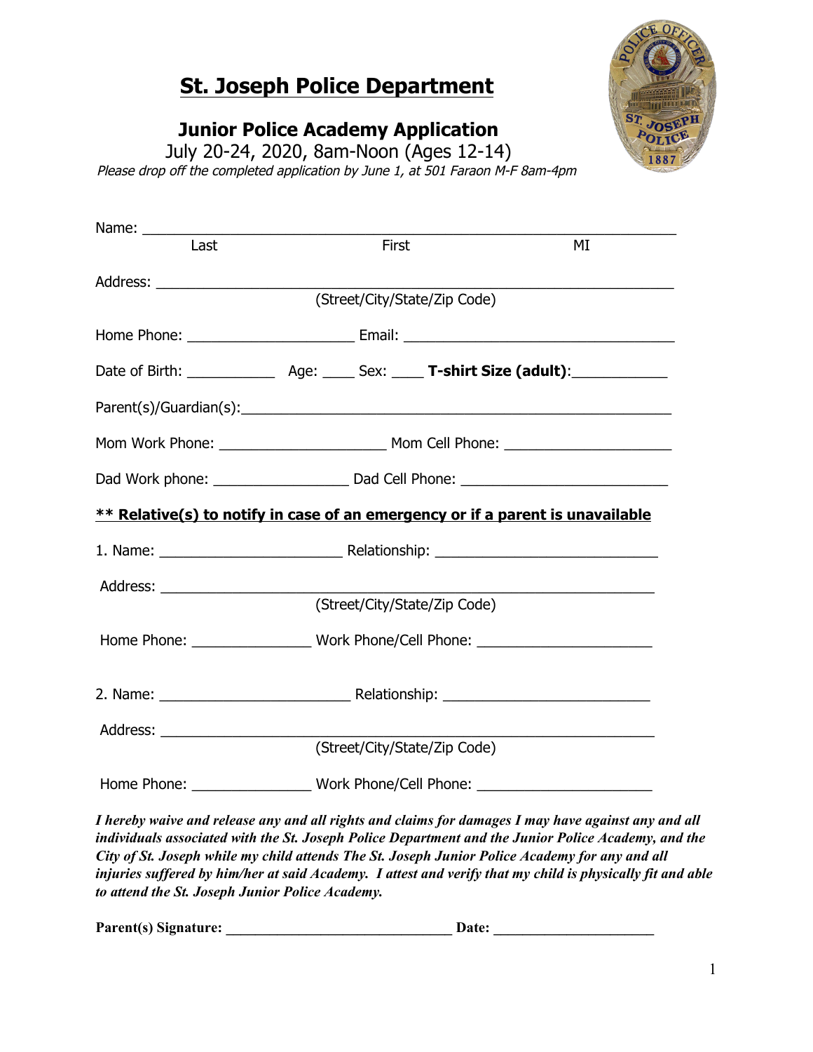# St. Joseph Police Department

## Junior Police Academy Application

July 20-24, 2020, 8am-Noon (Ages 12-14)

*Please drop off the completed application by June 1, at 501 Faraon M-F 8am-4pm*

Name: ______________________________________________________________
Last First MI

Address: ____________________________________________________________
(Street/City/State/Zip Code)

Home Phone: ____________________ Email: ______________________________

Date of Birth: __________ Age: ____ Sex: ____ **T-shirt Size (adult)**:___________

Parent(s)/Guardian(s):__________________________________________________

Mom Work Phone: ____________________ Mom Cell Phone: ____________________

Dad Work phone: ________________ Dad Cell Phone: ________________________

**<u>** Relative(s) to notify in case of an emergency or if a parent is unavailable</u>**

1. Name: ______________________ Relationship: _________________________

Address: ____________________________________________________________
(Street/City/State/Zip Code)

Home Phone: ______________ Work Phone/Cell Phone: ____________________

2. Name: _______________________ Relationship: ________________________

Address: ____________________________________________________________
(Street/City/State/Zip Code)

Home Phone: ______________ Work Phone/Cell Phone: ____________________

***I hereby waive and release any and all rights and claims for damages I may have against any and all individuals associated with the St. Joseph Police Department and the Junior Police Academy, and the City of St. Joseph while my child attends The St. Joseph Junior Police Academy for any and all injuries suffered by him/her at said Academy. I attest and verify that my child is physically fit and able to attend the St. Joseph Junior Police Academy.***

**Parent(s) Signature: ____________________________ Date: ____________________**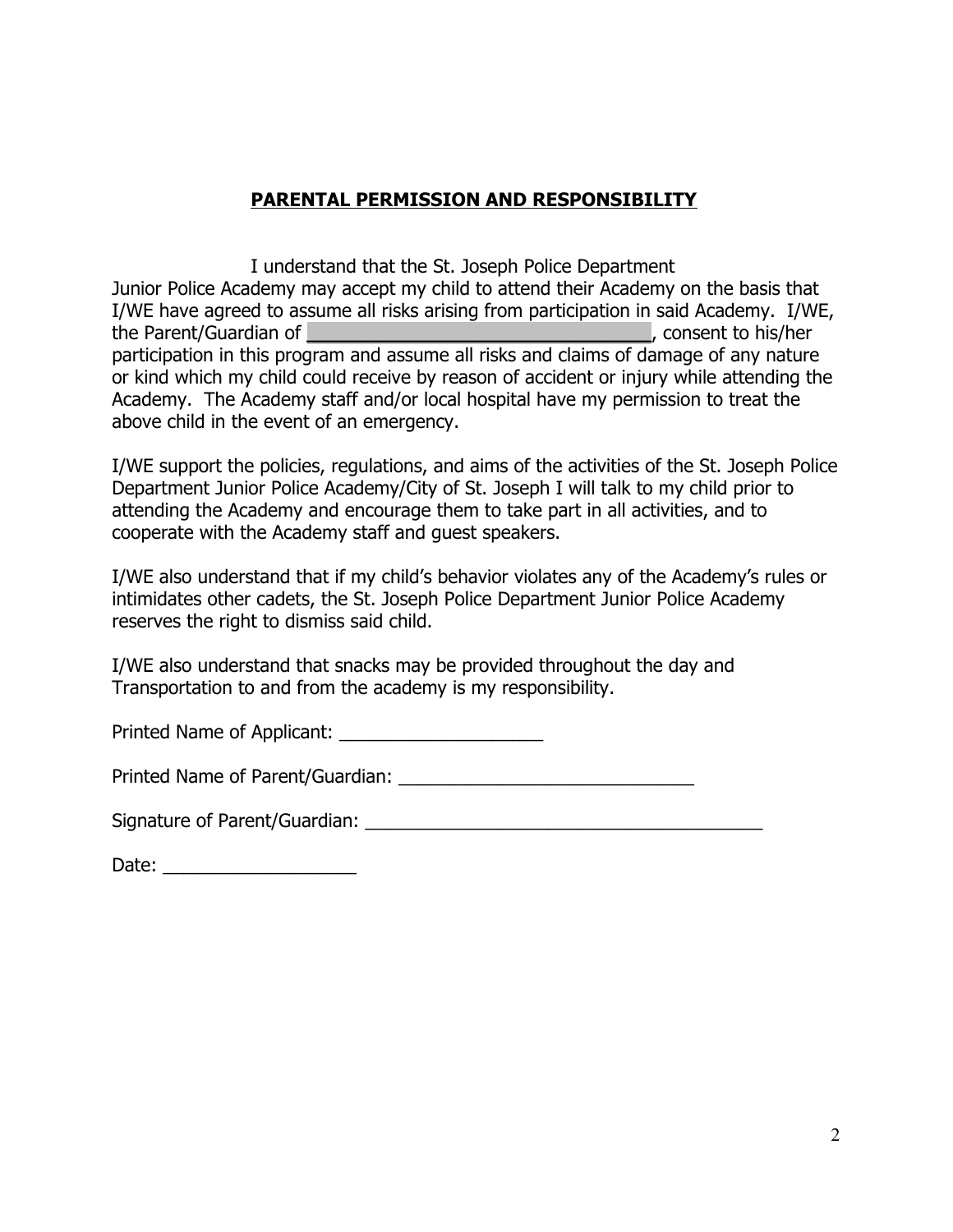## PARENTAL PERMISSION AND RESPONSIBILITY

I understand that the St. Joseph Police Department Junior Police Academy may accept my child to attend their Academy on the basis that I/WE have agreed to assume all risks arising from participation in said Academy. I/WE, the Parent/Guardian of **________________________________**, consent to his/her participation in this program and assume all risks and claims of damage of any nature or kind which my child could receive by reason of accident or injury while attending the Academy. The Academy staff and/or local hospital have my permission to treat the above child in the event of an emergency.

I/WE support the policies, regulations, and aims of the activities of the St. Joseph Police Department Junior Police Academy/City of St. Joseph I will talk to my child prior to attending the Academy and encourage them to take part in all activities, and to cooperate with the Academy staff and guest speakers.

I/WE also understand that if my child's behavior violates any of the Academy's rules or intimidates other cadets, the St. Joseph Police Department Junior Police Academy reserves the right to dismiss said child.

I/WE also understand that snacks may be provided throughout the day and Transportation to and from the academy is my responsibility.

Printed Name of Applicant: ____________________

Printed Name of Parent/Guardian: _____________________________

Signature of Parent/Guardian: _______________________________________

Date: ___________________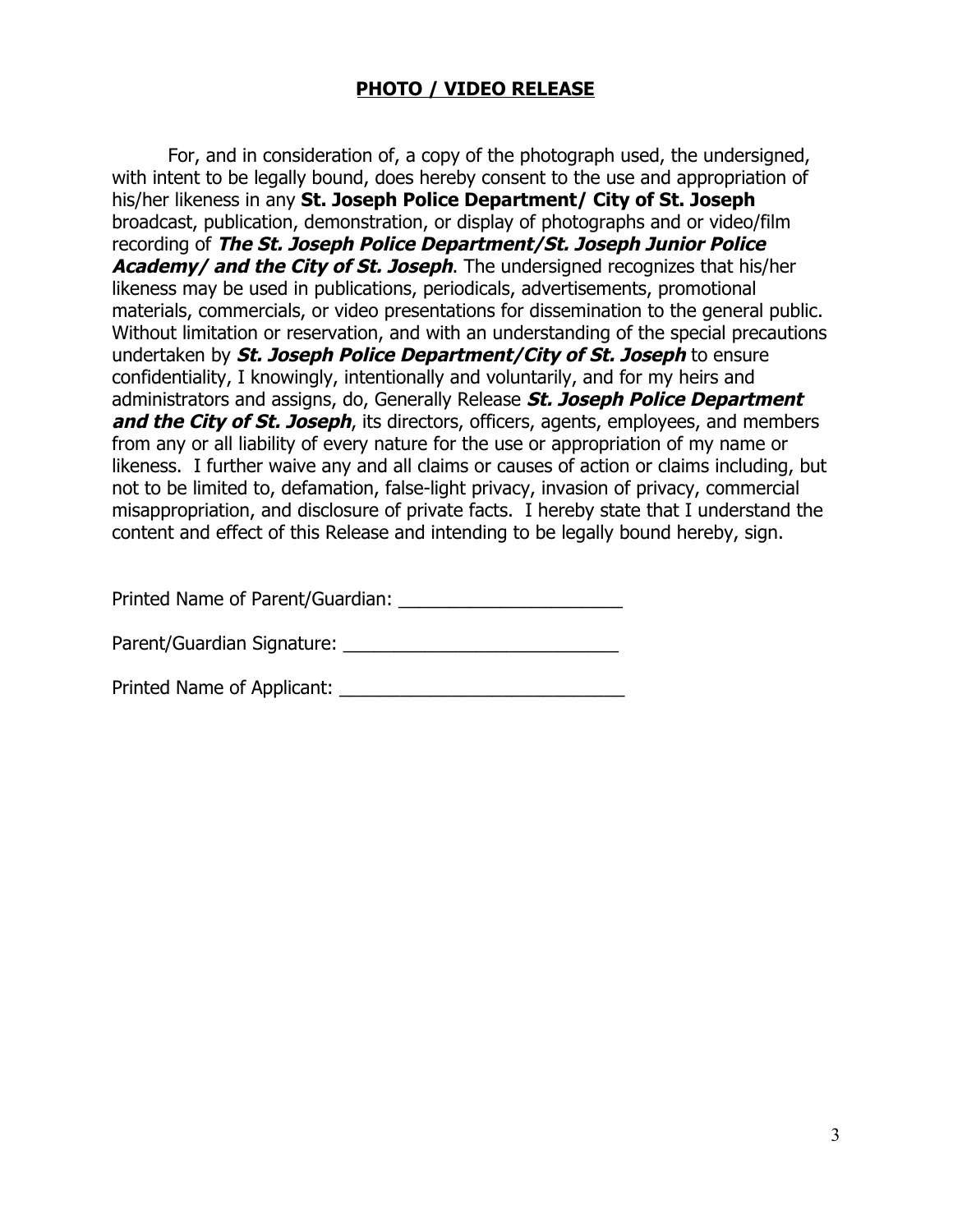# **PHOTO / VIDEO RELEASE**

For, and in consideration of, a copy of the photograph used, the undersigned, with intent to be legally bound, does hereby consent to the use and appropriation of his/her likeness in any **St. Joseph Police Department/ City of St. Joseph** broadcast, publication, demonstration, or display of photographs and or video/film recording of ***The St. Joseph Police Department/St. Joseph Junior Police Academy/ and the City of St. Joseph***. The undersigned recognizes that his/her likeness may be used in publications, periodicals, advertisements, promotional materials, commercials, or video presentations for dissemination to the general public. Without limitation or reservation, and with an understanding of the special precautions undertaken by ***St. Joseph Police Department/City of St. Joseph*** to ensure confidentiality, I knowingly, intentionally and voluntarily, and for my heirs and administrators and assigns, do, Generally Release ***St. Joseph Police Department and the City of St. Joseph***, its directors, officers, agents, employees, and members from any or all liability of every nature for the use or appropriation of my name or likeness. I further waive any and all claims or causes of action or claims including, but not to be limited to, defamation, false-light privacy, invasion of privacy, commercial misappropriation, and disclosure of private facts. I hereby state that I understand the content and effect of this Release and intending to be legally bound hereby, sign.

Printed Name of Parent/Guardian: ______________________

Parent/Guardian Signature: ___________________________

Printed Name of Applicant: ____________________________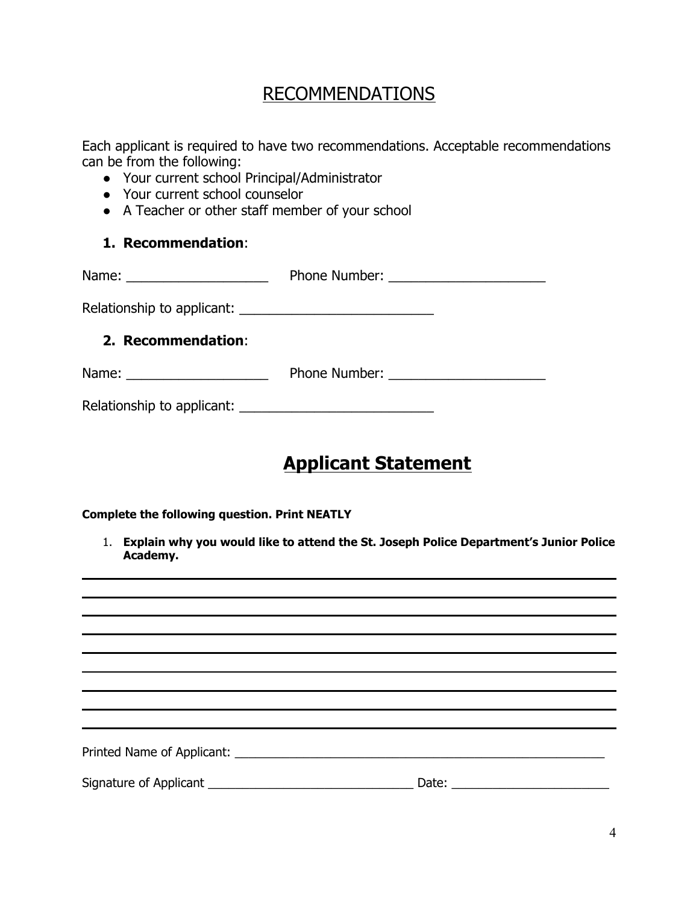# RECOMMENDATIONS

Each applicant is required to have two recommendations. Acceptable recommendations can be from the following:

- Your current school Principal/Administrator
- Your current school counselor
- A Teacher or other staff member of your school

1. **Recommendation**:

Name: ___________________ Phone Number: _____________________

Relationship to applicant: __________________________

2. **Recommendation**:

Name: ___________________ Phone Number: _____________________

Relationship to applicant: __________________________

# Applicant Statement

**Complete the following question. Print NEATLY**

1. **Explain why you would like to attend the St. Joseph Police Department's Junior Police Academy.**

______________________________________________________________________

______________________________________________________________________

______________________________________________________________________

______________________________________________________________________

______________________________________________________________________

______________________________________________________________________

______________________________________________________________________

______________________________________________________________________

______________________________________________________________________

Printed Name of Applicant: _________________________________________________________

Signature of Applicant ______________________________ Date: _______________________